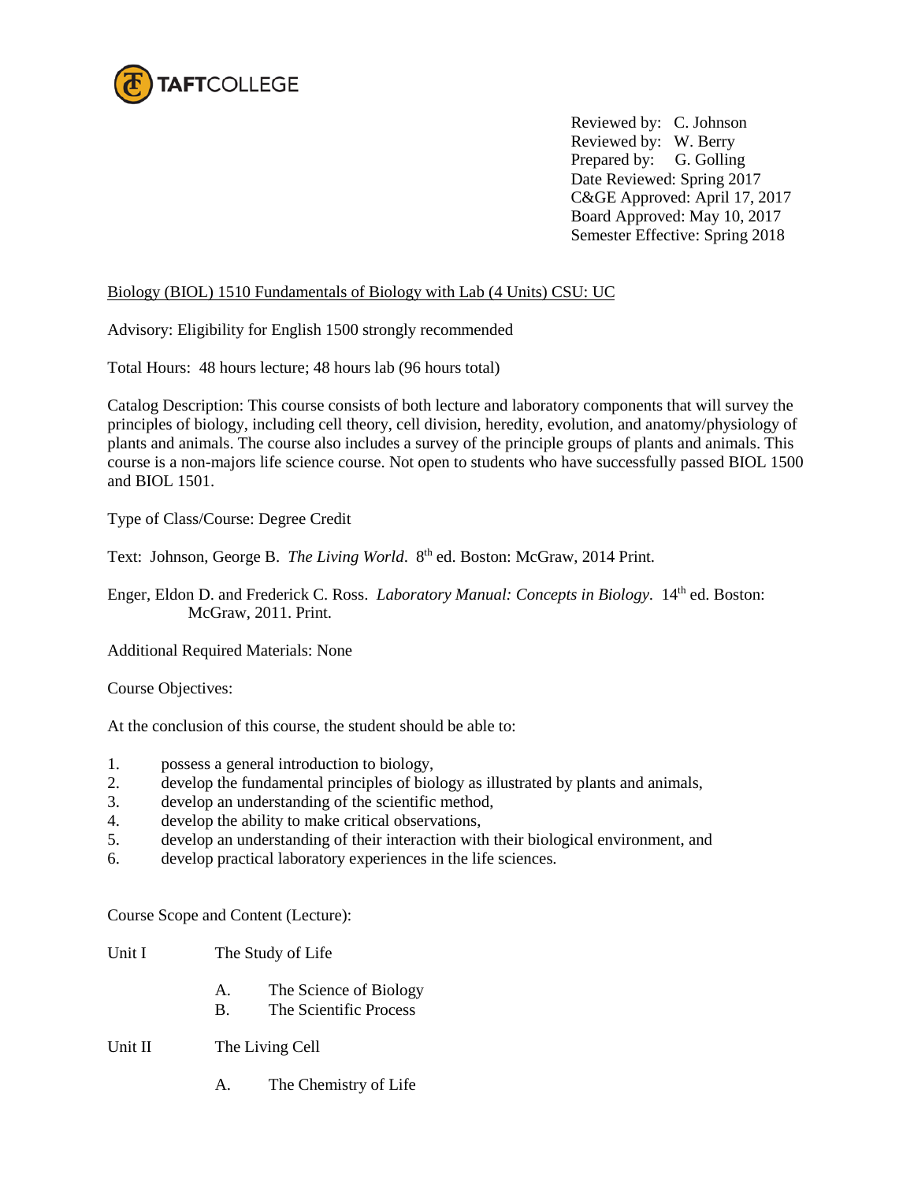TAFTCOLLEGE

Reviewed by: C. Johnson
Reviewed by: W. Berry
Prepared by: G. Golling
Date Reviewed: Spring 2017
C&GE Approved: April 17, 2017
Board Approved: May 10, 2017
Semester Effective: Spring 2018

Biology (BIOL) 1510 Fundamentals of Biology with Lab (4 Units) CSU: UC

Advisory: Eligibility for English 1500 strongly recommended

Total Hours: 48 hours lecture; 48 hours lab (96 hours total)

Catalog Description: This course consists of both lecture and laboratory components that will survey the principles of biology, including cell theory, cell division, heredity, evolution, and anatomy/physiology of plants and animals. The course also includes a survey of the principle groups of plants and animals. This course is a non-majors life science course. Not open to students who have successfully passed BIOL 1500 and BIOL 1501.

Type of Class/Course: Degree Credit

Text: Johnson, George B. *The Living World*. 8th ed. Boston: McGraw, 2014 Print.

Enger, Eldon D. and Frederick C. Ross. *Laboratory Manual: Concepts in Biology*. 14th ed. Boston: McGraw, 2011. Print.

Additional Required Materials: None

Course Objectives:

At the conclusion of this course, the student should be able to:

1. possess a general introduction to biology,
2. develop the fundamental principles of biology as illustrated by plants and animals,
3. develop an understanding of the scientific method,
4. develop the ability to make critical observations,
5. develop an understanding of their interaction with their biological environment, and
6. develop practical laboratory experiences in the life sciences.

Course Scope and Content (Lecture):

Unit I The Study of Life

- A. The Science of Biology
- B. The Scientific Process

Unit II The Living Cell

- A. The Chemistry of Life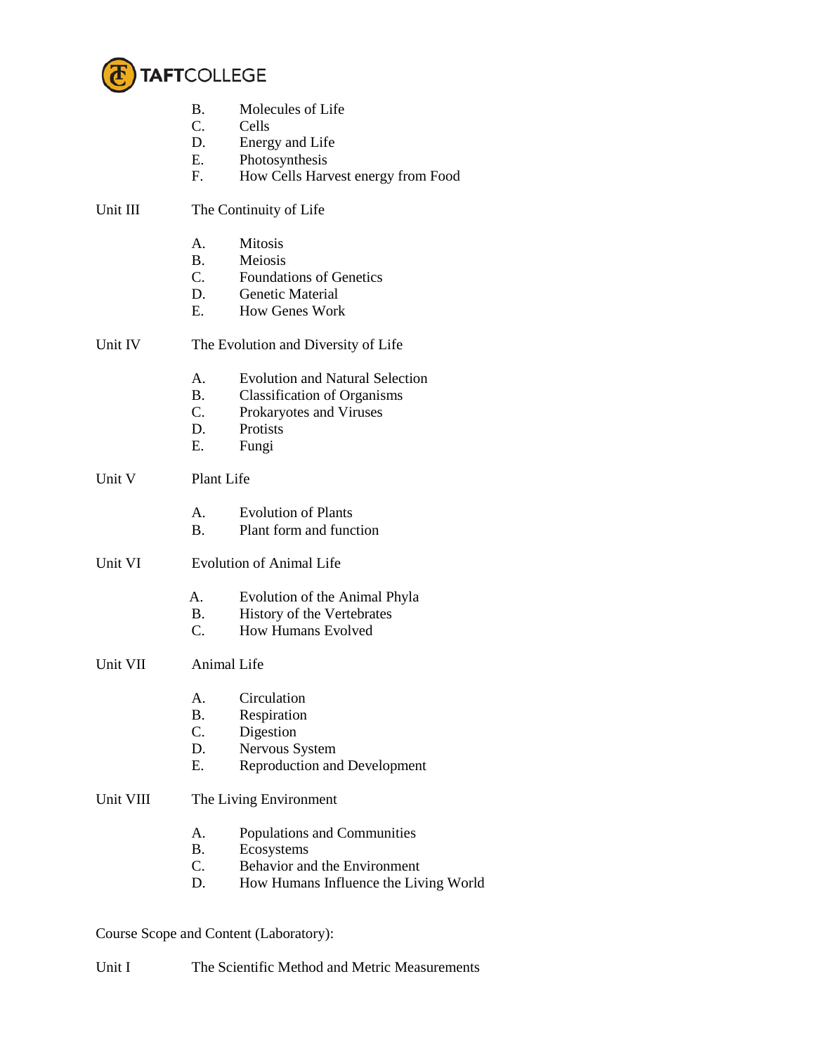B. Molecules of Life
C. Cells
D. Energy and Life
E. Photosynthesis
F. How Cells Harvest energy from Food

Unit III The Continuity of Life

A. Mitosis
B. Meiosis
C. Foundations of Genetics
D. Genetic Material
E. How Genes Work

Unit IV The Evolution and Diversity of Life

A. Evolution and Natural Selection
B. Classification of Organisms
C. Prokaryotes and Viruses
D. Protists
E. Fungi

Unit V Plant Life

A. Evolution of Plants
B. Plant form and function

Unit VI Evolution of Animal Life

A. Evolution of the Animal Phyla
B. History of the Vertebrates
C. How Humans Evolved

Unit VII Animal Life

A. Circulation
B. Respiration
C. Digestion
D. Nervous System
E. Reproduction and Development

Unit VIII The Living Environment

A. Populations and Communities
B. Ecosystems
C. Behavior and the Environment
D. How Humans Influence the Living World

Course Scope and Content (Laboratory):

Unit I The Scientific Method and Metric Measurements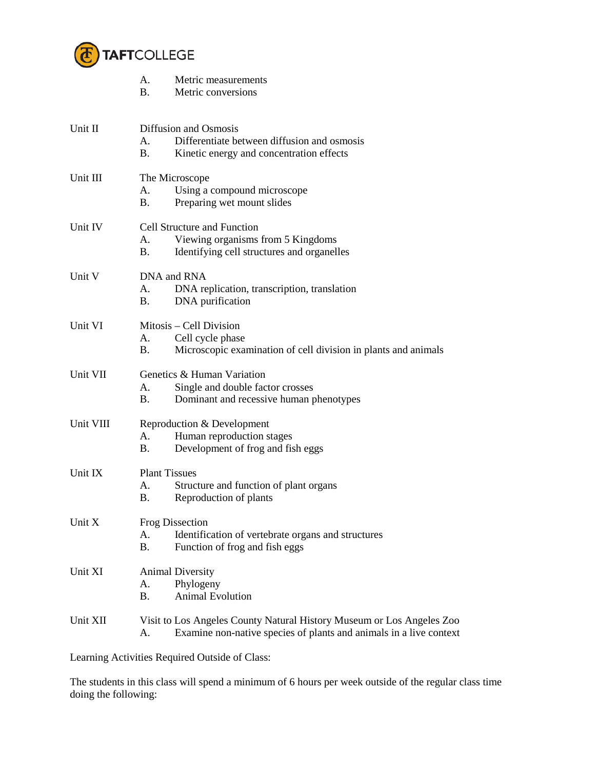A. Metric measurements
B. Metric conversions

Unit II Diffusion and Osmosis
A. Differentiate between diffusion and osmosis
B. Kinetic energy and concentration effects

Unit III The Microscope
A. Using a compound microscope
B. Preparing wet mount slides

Unit IV Cell Structure and Function
A. Viewing organisms from 5 Kingdoms
B. Identifying cell structures and organelles

Unit V DNA and RNA
A. DNA replication, transcription, translation
B. DNA purification

Unit VI Mitosis – Cell Division
A. Cell cycle phase
B. Microscopic examination of cell division in plants and animals

Unit VII Genetics & Human Variation
A. Single and double factor crosses
B. Dominant and recessive human phenotypes

Unit VIII Reproduction & Development
A. Human reproduction stages
B. Development of frog and fish eggs

Unit IX Plant Tissues
A. Structure and function of plant organs
B. Reproduction of plants

Unit X Frog Dissection
A. Identification of vertebrate organs and structures
B. Function of frog and fish eggs

Unit XI Animal Diversity
A. Phylogeny
B. Animal Evolution

Unit XII Visit to Los Angeles County Natural History Museum or Los Angeles Zoo
A. Examine non-native species of plants and animals in a live context

Learning Activities Required Outside of Class:

The students in this class will spend a minimum of 6 hours per week outside of the regular class time doing the following: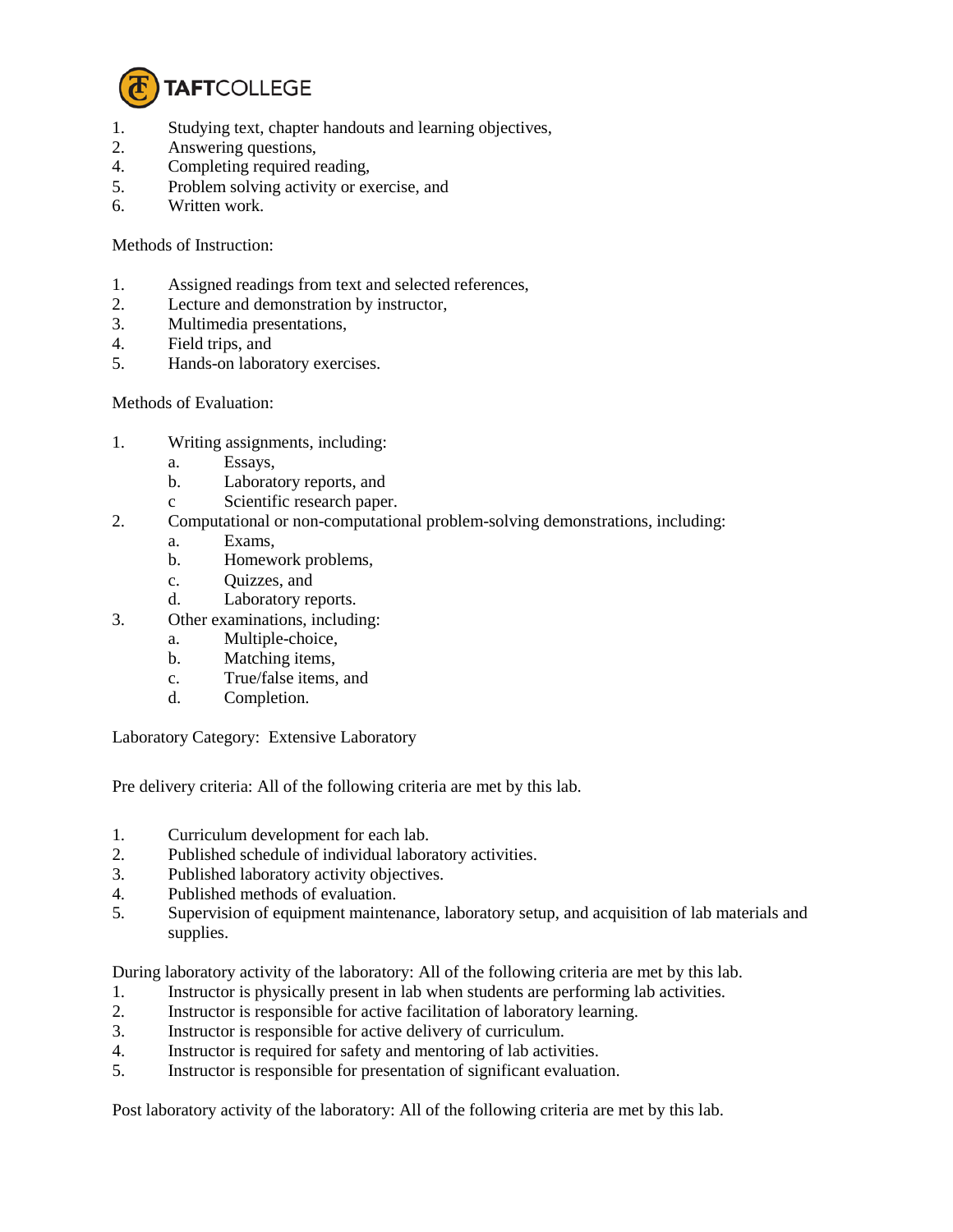1. Studying text, chapter handouts and learning objectives,
2. Answering questions,
4. Completing required reading,
5. Problem solving activity or exercise, and
6. Written work.

Methods of Instruction:

1. Assigned readings from text and selected references,
2. Lecture and demonstration by instructor,
3. Multimedia presentations,
4. Field trips, and
5. Hands-on laboratory exercises.

Methods of Evaluation:

1. Writing assignments, including:
   a. Essays,
   b. Laboratory reports, and
   c Scientific research paper.
2. Computational or non-computational problem-solving demonstrations, including:
   a. Exams,
   b. Homework problems,
   c. Quizzes, and
   d. Laboratory reports.
3. Other examinations, including:
   a. Multiple-choice,
   b. Matching items,
   c. True/false items, and
   d. Completion.

Laboratory Category: Extensive Laboratory

Pre delivery criteria: All of the following criteria are met by this lab.

1. Curriculum development for each lab.
2. Published schedule of individual laboratory activities.
3. Published laboratory activity objectives.
4. Published methods of evaluation.
5. Supervision of equipment maintenance, laboratory setup, and acquisition of lab materials and supplies.

During laboratory activity of the laboratory: All of the following criteria are met by this lab.

1. Instructor is physically present in lab when students are performing lab activities.
2. Instructor is responsible for active facilitation of laboratory learning.
3. Instructor is responsible for active delivery of curriculum.
4. Instructor is required for safety and mentoring of lab activities.
5. Instructor is responsible for presentation of significant evaluation.

Post laboratory activity of the laboratory: All of the following criteria are met by this lab.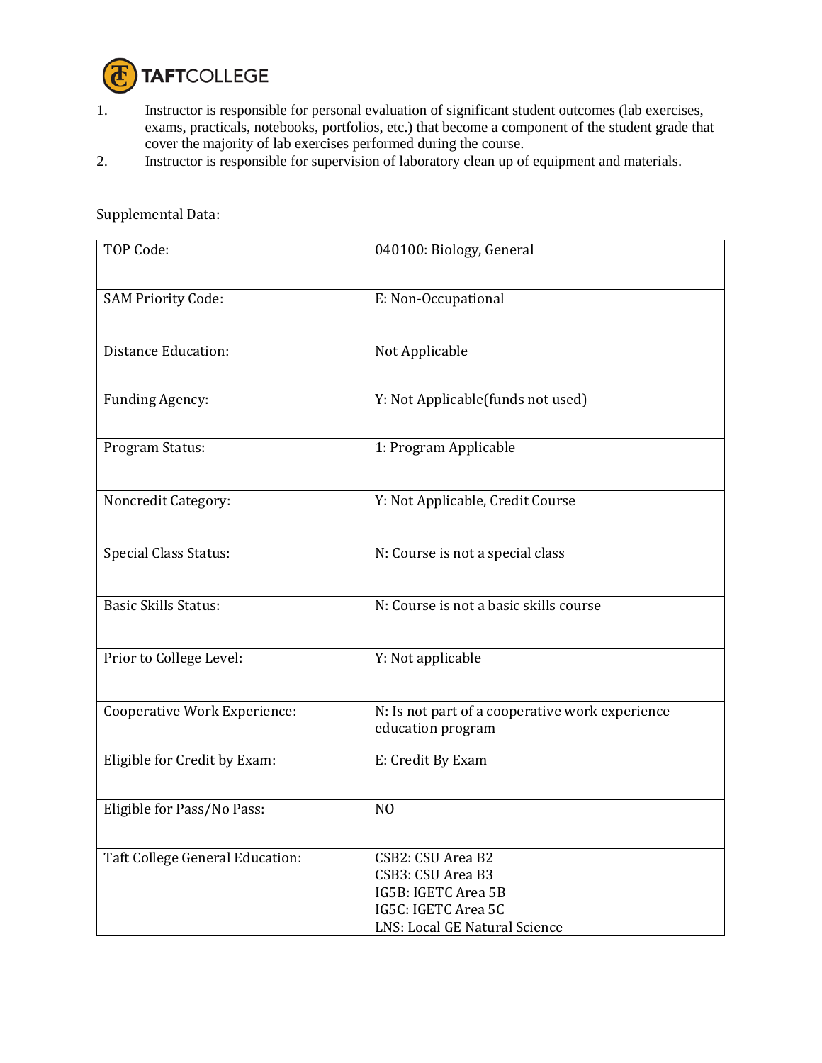1. Instructor is responsible for personal evaluation of significant student outcomes (lab exercises, exams, practicals, notebooks, portfolios, etc.) that become a component of the student grade that cover the majority of lab exercises performed during the course.
2. Instructor is responsible for supervision of laboratory clean up of equipment and materials.

Supplemental Data:

| | |
|---|---|
| TOP Code: | 040100: Biology, General |
| SAM Priority Code: | E: Non-Occupational |
| Distance Education: | Not Applicable |
| Funding Agency: | Y: Not Applicable(funds not used) |
| Program Status: | 1: Program Applicable |
| Noncredit Category: | Y: Not Applicable, Credit Course |
| Special Class Status: | N: Course is not a special class |
| Basic Skills Status: | N: Course is not a basic skills course |
| Prior to College Level: | Y: Not applicable |
| Cooperative Work Experience: | N: Is not part of a cooperative work experience education program |
| Eligible for Credit by Exam: | E: Credit By Exam |
| Eligible for Pass/No Pass: | NO |
| Taft College General Education: | CSB2: CSU Area B2<br>CSB3: CSU Area B3<br>IG5B: IGETC Area 5B<br>IG5C: IGETC Area 5C<br>LNS: Local GE Natural Science |